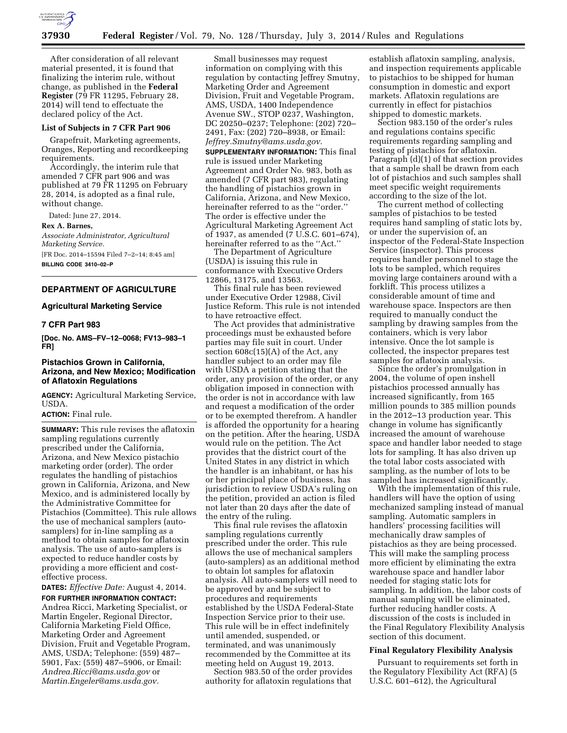After consideration of all relevant material presented, it is found that finalizing the interim rule, without change, as published in the **Federal Register** (79 FR 11295, February 28, 2014) will tend to effectuate the declared policy of the Act.

### List of Subjects in 7 CFR Part 906

Grapefruit, Marketing agreements, Oranges, Reporting and recordkeeping requirements.

Accordingly, the interim rule that amended 7 CFR part 906 and was published at 79 FR 11295 on February 28, 2014, is adopted as a final rule, without change.

Dated: June 27, 2014.

**Rex A. Barnes,**

*Associate Administrator, Agricultural Marketing Service.*

[FR Doc. 2014–15594 Filed 7–2–14; 8:45 am]

**BILLING CODE 3410–02–P**

---

## DEPARTMENT OF AGRICULTURE

### Agricultural Marketing Service

### 7 CFR Part 983

**[Doc. No. AMS–FV–12–0068; FV13–983–1 FR]**

## Pistachios Grown in California, Arizona, and New Mexico; Modification of Aflatoxin Regulations

**AGENCY:** Agricultural Marketing Service, USDA.

**ACTION:** Final rule.

**SUMMARY:** This rule revises the aflatoxin sampling regulations currently prescribed under the California, Arizona, and New Mexico pistachio marketing order (order). The order regulates the handling of pistachios grown in California, Arizona, and New Mexico, and is administered locally by the Administrative Committee for Pistachios (Committee). This rule allows the use of mechanical samplers (auto-samplers) for in-line sampling as a method to obtain samples for aflatoxin analysis. The use of auto-samplers is expected to reduce handler costs by providing a more efficient and cost-effective process.

**DATES:** *Effective Date:* August 4, 2014.

**FOR FURTHER INFORMATION CONTACT:** Andrea Ricci, Marketing Specialist, or Martin Engeler, Regional Director, California Marketing Field Office, Marketing Order and Agreement Division, Fruit and Vegetable Program, AMS, USDA; Telephone: (559) 487–5901, Fax: (559) 487–5906, or Email: *Andrea.Ricci@ams.usda.gov* or *Martin.Engeler@ams.usda.gov.*

Small businesses may request information on complying with this regulation by contacting Jeffrey Smutny, Marketing Order and Agreement Division, Fruit and Vegetable Program, AMS, USDA, 1400 Independence Avenue SW., STOP 0237, Washington, DC 20250–0237; Telephone: (202) 720–2491, Fax: (202) 720–8938, or Email: *Jeffrey.Smutny@ams.usda.gov.*

**SUPPLEMENTARY INFORMATION:** This final rule is issued under Marketing Agreement and Order No. 983, both as amended (7 CFR part 983), regulating the handling of pistachios grown in California, Arizona, and New Mexico, hereinafter referred to as the "order." The order is effective under the Agricultural Marketing Agreement Act of 1937, as amended (7 U.S.C. 601–674), hereinafter referred to as the "Act."

The Department of Agriculture (USDA) is issuing this rule in conformance with Executive Orders 12866, 13175, and 13563.

This final rule has been reviewed under Executive Order 12988, Civil Justice Reform. This rule is not intended to have retroactive effect.

The Act provides that administrative proceedings must be exhausted before parties may file suit in court. Under section 608c(15)(A) of the Act, any handler subject to an order may file with USDA a petition stating that the order, any provision of the order, or any obligation imposed in connection with the order is not in accordance with law and request a modification of the order or to be exempted therefrom. A handler is afforded the opportunity for a hearing on the petition. After the hearing, USDA would rule on the petition. The Act provides that the district court of the United States in any district in which the handler is an inhabitant, or has his or her principal place of business, has jurisdiction to review USDA's ruling on the petition, provided an action is filed not later than 20 days after the date of the entry of the ruling.

This final rule revises the aflatoxin sampling regulations currently prescribed under the order. This rule allows the use of mechanical samplers (auto-samplers) as an additional method to obtain lot samples for aflatoxin analysis. All auto-samplers will need to be approved by and be subject to procedures and requirements established by the USDA Federal-State Inspection Service prior to their use. This rule will be in effect indefinitely until amended, suspended, or terminated, and was unanimously recommended by the Committee at its meeting held on August 19, 2013.

Section 983.50 of the order provides authority for aflatoxin regulations that establish aflatoxin sampling, analysis, and inspection requirements applicable to pistachios to be shipped for human consumption in domestic and export markets. Aflatoxin regulations are currently in effect for pistachios shipped to domestic markets.

Section 983.150 of the order's rules and regulations contains specific requirements regarding sampling and testing of pistachios for aflatoxin. Paragraph (d)(1) of that section provides that a sample shall be drawn from each lot of pistachios and such samples shall meet specific weight requirements according to the size of the lot.

The current method of collecting samples of pistachios to be tested requires hand sampling of static lots by, or under the supervision of, an inspector of the Federal-State Inspection Service (inspector). This process requires handler personnel to stage the lots to be sampled, which requires moving large containers around with a forklift. This process utilizes a considerable amount of time and warehouse space. Inspectors are then required to manually conduct the sampling by drawing samples from the containers, which is very labor intensive. Once the lot sample is collected, the inspector prepares test samples for aflatoxin analysis.

Since the order's promulgation in 2004, the volume of open inshell pistachios processed annually has increased significantly, from 165 million pounds to 385 million pounds in the 2012–13 production year. This change in volume has significantly increased the amount of warehouse space and handler labor needed to stage lots for sampling. It has also driven up the total labor costs associated with sampling, as the number of lots to be sampled has increased significantly.

With the implementation of this rule, handlers will have the option of using mechanized sampling instead of manual sampling. Automatic samplers in handlers' processing facilities will mechanically draw samples of pistachios as they are being processed. This will make the sampling process more efficient by eliminating the extra warehouse space and handler labor needed for staging static lots for sampling. In addition, the labor costs of manual sampling will be eliminated, further reducing handler costs. A discussion of the costs is included in the Final Regulatory Flexibility Analysis section of this document.

### Final Regulatory Flexibility Analysis

Pursuant to requirements set forth in the Regulatory Flexibility Act (RFA) (5 U.S.C. 601–612), the Agricultural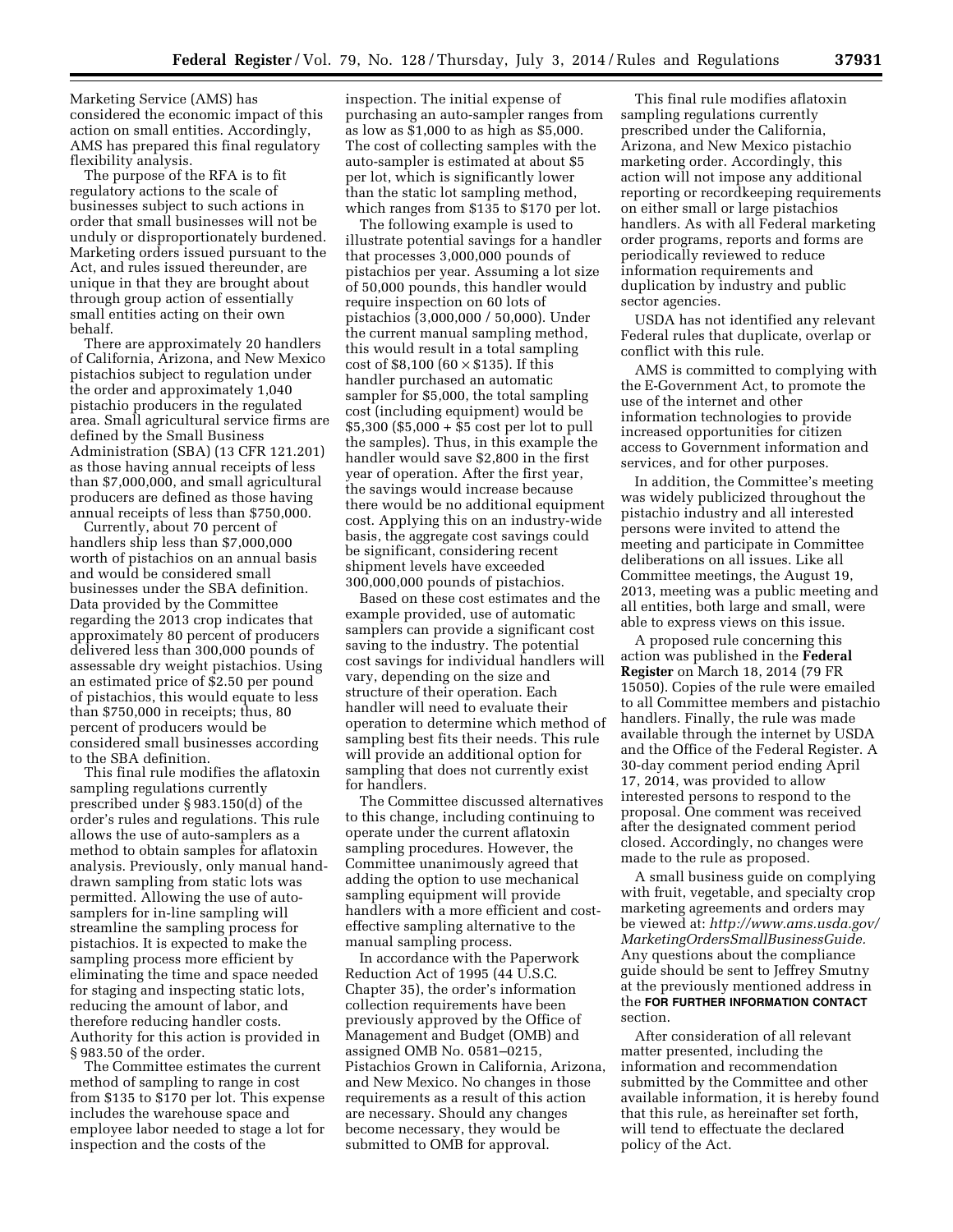Marketing Service (AMS) has considered the economic impact of this action on small entities. Accordingly, AMS has prepared this final regulatory flexibility analysis.

The purpose of the RFA is to fit regulatory actions to the scale of businesses subject to such actions in order that small businesses will not be unduly or disproportionately burdened. Marketing orders issued pursuant to the Act, and rules issued thereunder, are unique in that they are brought about through group action of essentially small entities acting on their own behalf.

There are approximately 20 handlers of California, Arizona, and New Mexico pistachios subject to regulation under the order and approximately 1,040 pistachio producers in the regulated area. Small agricultural service firms are defined by the Small Business Administration (SBA) (13 CFR 121.201) as those having annual receipts of less than $7,000,000, and small agricultural producers are defined as those having annual receipts of less than $750,000.

Currently, about 70 percent of handlers ship less than $7,000,000 worth of pistachios on an annual basis and would be considered small businesses under the SBA definition. Data provided by the Committee regarding the 2013 crop indicates that approximately 80 percent of producers delivered less than 300,000 pounds of assessable dry weight pistachios. Using an estimated price of $2.50 per pound of pistachios, this would equate to less than $750,000 in receipts; thus, 80 percent of producers would be considered small businesses according to the SBA definition.

This final rule modifies the aflatoxin sampling regulations currently prescribed under § 983.150(d) of the order's rules and regulations. This rule allows the use of auto-samplers as a method to obtain samples for aflatoxin analysis. Previously, only manual hand-drawn sampling from static lots was permitted. Allowing the use of auto-samplers for in-line sampling will streamline the sampling process for pistachios. It is expected to make the sampling process more efficient by eliminating the time and space needed for staging and inspecting static lots, reducing the amount of labor, and therefore reducing handler costs. Authority for this action is provided in § 983.50 of the order.

The Committee estimates the current method of sampling to range in cost from $135 to $170 per lot. This expense includes the warehouse space and employee labor needed to stage a lot for inspection and the costs of the inspection. The initial expense of purchasing an auto-sampler ranges from as low as $1,000 to as high as $5,000. The cost of collecting samples with the auto-sampler is estimated at about $5 per lot, which is significantly lower than the static lot sampling method, which ranges from $135 to $170 per lot.

The following example is used to illustrate potential savings for a handler that processes 3,000,000 pounds of pistachios per year. Assuming a lot size of 50,000 pounds, this handler would require inspection on 60 lots of pistachios (3,000,000 / 50,000). Under the current manual sampling method, this would result in a total sampling cost of $8,100 ($60 \times \$135$). If this handler purchased an automatic sampler for $5,000, the total sampling cost (including equipment) would be $5,300 ($5,000 + $5 cost per lot to pull the samples). Thus, in this example the handler would save $2,800 in the first year of operation. After the first year, the savings would increase because there would be no additional equipment cost. Applying this on an industry-wide basis, the aggregate cost savings could be significant, considering recent shipment levels have exceeded 300,000,000 pounds of pistachios.

Based on these cost estimates and the example provided, use of automatic samplers can provide a significant cost saving to the industry. The potential cost savings for individual handlers will vary, depending on the size and structure of their operation. Each handler will need to evaluate their operation to determine which method of sampling best fits their needs. This rule will provide an additional option for sampling that does not currently exist for handlers.

The Committee discussed alternatives to this change, including continuing to operate under the current aflatoxin sampling procedures. However, the Committee unanimously agreed that adding the option to use mechanical sampling equipment will provide handlers with a more efficient and cost-effective sampling alternative to the manual sampling process.

In accordance with the Paperwork Reduction Act of 1995 (44 U.S.C. Chapter 35), the order's information collection requirements have been previously approved by the Office of Management and Budget (OMB) and assigned OMB No. 0581–0215, Pistachios Grown in California, Arizona, and New Mexico. No changes in those requirements as a result of this action are necessary. Should any changes become necessary, they would be submitted to OMB for approval.

This final rule modifies aflatoxin sampling regulations currently prescribed under the California, Arizona, and New Mexico pistachio marketing order. Accordingly, this action will not impose any additional reporting or recordkeeping requirements on either small or large pistachios handlers. As with all Federal marketing order programs, reports and forms are periodically reviewed to reduce information requirements and duplication by industry and public sector agencies.

USDA has not identified any relevant Federal rules that duplicate, overlap or conflict with this rule.

AMS is committed to complying with the E-Government Act, to promote the use of the internet and other information technologies to provide increased opportunities for citizen access to Government information and services, and for other purposes.

In addition, the Committee's meeting was widely publicized throughout the pistachio industry and all interested persons were invited to attend the meeting and participate in Committee deliberations on all issues. Like all Committee meetings, the August 19, 2013, meeting was a public meeting and all entities, both large and small, were able to express views on this issue.

A proposed rule concerning this action was published in the **Federal Register** on March 18, 2014 (79 FR 15050). Copies of the rule were emailed to all Committee members and pistachio handlers. Finally, the rule was made available through the internet by USDA and the Office of the Federal Register. A 30-day comment period ending April 17, 2014, was provided to allow interested persons to respond to the proposal. One comment was received after the designated comment period closed. Accordingly, no changes were made to the rule as proposed.

A small business guide on complying with fruit, vegetable, and specialty crop marketing agreements and orders may be viewed at: *http://www.ams.usda.gov/MarketingOrdersSmallBusinessGuide.* Any questions about the compliance guide should be sent to Jeffrey Smutny at the previously mentioned address in the **FOR FURTHER INFORMATION CONTACT** section.

After consideration of all relevant matter presented, including the information and recommendation submitted by the Committee and other available information, it is hereby found that this rule, as hereinafter set forth, will tend to effectuate the declared policy of the Act.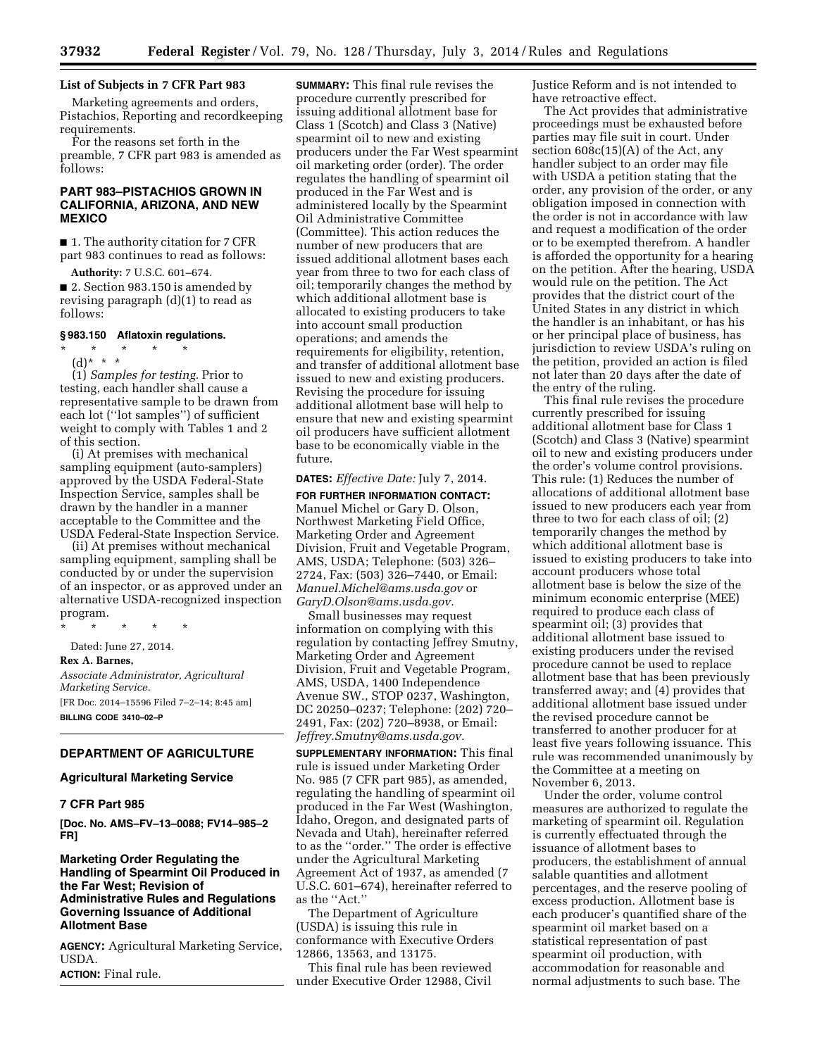## List of Subjects in 7 CFR Part 983

Marketing agreements and orders, Pistachios, Reporting and recordkeeping requirements.

For the reasons set forth in the preamble, 7 CFR part 983 is amended as follows:

## PART 983–PISTACHIOS GROWN IN CALIFORNIA, ARIZONA, AND NEW MEXICO

■ 1. The authority citation for 7 CFR part 983 continues to read as follows:

**Authority:** 7 U.S.C. 601–674.

■ 2. Section 983.150 is amended by revising paragraph (d)(1) to read as follows:

### § 983.150 Aflatoxin regulations.

\* \* \* \* \*

(d)\* \* \*

(1) *Samples for testing.* Prior to testing, each handler shall cause a representative sample to be drawn from each lot (''lot samples'') of sufficient weight to comply with Tables 1 and 2 of this section.

(i) At premises with mechanical sampling equipment (auto-samplers) approved by the USDA Federal-State Inspection Service, samples shall be drawn by the handler in a manner acceptable to the Committee and the USDA Federal-State Inspection Service.

(ii) At premises without mechanical sampling equipment, sampling shall be conducted by or under the supervision of an inspector, or as approved under an alternative USDA-recognized inspection program.

\* \* \* \* \*

Dated: June 27, 2014.

**Rex A. Barnes,**

*Associate Administrator, Agricultural Marketing Service.*

[FR Doc. 2014–15596 Filed 7–2–14; 8:45 am]

**BILLING CODE 3410–02–P**

---

## DEPARTMENT OF AGRICULTURE

### Agricultural Marketing Service

### 7 CFR Part 985

**[Doc. No. AMS–FV–13–0088; FV14–985–2 FR]**

### Marketing Order Regulating the Handling of Spearmint Oil Produced in the Far West; Revision of Administrative Rules and Regulations Governing Issuance of Additional Allotment Base

**AGENCY:** Agricultural Marketing Service, USDA.

**ACTION:** Final rule.

**SUMMARY:** This final rule revises the procedure currently prescribed for issuing additional allotment base for Class 1 (Scotch) and Class 3 (Native) spearmint oil to new and existing producers under the Far West spearmint oil marketing order (order). The order regulates the handling of spearmint oil produced in the Far West and is administered locally by the Spearmint Oil Administrative Committee (Committee). This action reduces the number of new producers that are issued additional allotment bases each year from three to two for each class of oil; temporarily changes the method by which additional allotment base is allocated to existing producers to take into account small production operations; and amends the requirements for eligibility, retention, and transfer of additional allotment base issued to new and existing producers. Revising the procedure for issuing additional allotment base will help to ensure that new and existing spearmint oil producers have sufficient allotment base to be economically viable in the future.

**DATES:** *Effective Date:* July 7, 2014.

**FOR FURTHER INFORMATION CONTACT:** Manuel Michel or Gary D. Olson, Northwest Marketing Field Office, Marketing Order and Agreement Division, Fruit and Vegetable Program, AMS, USDA; Telephone: (503) 326–2724, Fax: (503) 326–7440, or Email: *Manuel.Michel@ams.usda.gov* or *GaryD.Olson@ams.usda.gov.*

Small businesses may request information on complying with this regulation by contacting Jeffrey Smutny, Marketing Order and Agreement Division, Fruit and Vegetable Program, AMS, USDA, 1400 Independence Avenue SW., STOP 0237, Washington, DC 20250–0237; Telephone: (202) 720–2491, Fax: (202) 720–8938, or Email: *Jeffrey.Smutny@ams.usda.gov.*

**SUPPLEMENTARY INFORMATION:** This final rule is issued under Marketing Order No. 985 (7 CFR part 985), as amended, regulating the handling of spearmint oil produced in the Far West (Washington, Idaho, Oregon, and designated parts of Nevada and Utah), hereinafter referred to as the ''order.'' The order is effective under the Agricultural Marketing Agreement Act of 1937, as amended (7 U.S.C. 601–674), hereinafter referred to as the ''Act.''

The Department of Agriculture (USDA) is issuing this rule in conformance with Executive Orders 12866, 13563, and 13175.

This final rule has been reviewed under Executive Order 12988, Civil Justice Reform and is not intended to have retroactive effect.

The Act provides that administrative proceedings must be exhausted before parties may file suit in court. Under section 608c(15)(A) of the Act, any handler subject to an order may file with USDA a petition stating that the order, any provision of the order, or any obligation imposed in connection with the order is not in accordance with law and request a modification of the order or to be exempted therefrom. A handler is afforded the opportunity for a hearing on the petition. After the hearing, USDA would rule on the petition. The Act provides that the district court of the United States in any district in which the handler is an inhabitant, or has his or her principal place of business, has jurisdiction to review USDA's ruling on the petition, provided an action is filed not later than 20 days after the date of the entry of the ruling.

This final rule revises the procedure currently prescribed for issuing additional allotment base for Class 1 (Scotch) and Class 3 (Native) spearmint oil to new and existing producers under the order's volume control provisions. This rule: (1) Reduces the number of allocations of additional allotment base issued to new producers each year from three to two for each class of oil; (2) temporarily changes the method by which additional allotment base is issued to existing producers to take into account producers whose total allotment base is below the size of the minimum economic enterprise (MEE) required to produce each class of spearmint oil; (3) provides that additional allotment base issued to existing producers under the revised procedure cannot be used to replace allotment base that has been previously transferred away; and (4) provides that additional allotment base issued under the revised procedure cannot be transferred to another producer for at least five years following issuance. This rule was recommended unanimously by the Committee at a meeting on November 6, 2013.

Under the order, volume control measures are authorized to regulate the marketing of spearmint oil. Regulation is currently effectuated through the issuance of allotment bases to producers, the establishment of annual salable quantities and allotment percentages, and the reserve pooling of excess production. Allotment base is each producer's quantified share of the spearmint oil market based on a statistical representation of past spearmint oil production, with accommodation for reasonable and normal adjustments to such base. The